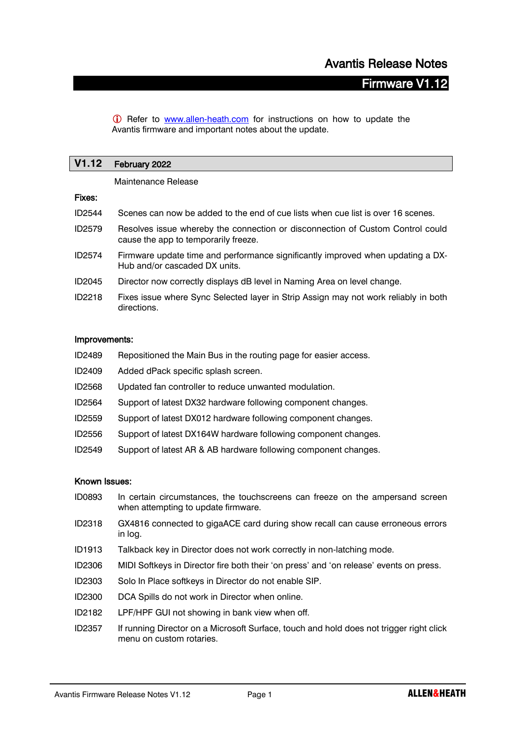# Avantis Release Notes

## Firmware V1.12

ⓘ Refer to [www.allen-heath.com](http://www.allen-heath.com) for instructions on how to update the Avantis firmware and important notes about the update.

## V1.12 February 2022

Maintenance Release

**Fixes:**

| | |
|---|---|
| ID2544 | Scenes can now be added to the end of cue lists when cue list is over 16 scenes. |
| ID2579 | Resolves issue whereby the connection or disconnection of Custom Control could cause the app to temporarily freeze. |
| ID2574 | Firmware update time and performance significantly improved when updating a DX-Hub and/or cascaded DX units. |
| ID2045 | Director now correctly displays dB level in Naming Area on level change. |
| ID2218 | Fixes issue where Sync Selected layer in Strip Assign may not work reliably in both directions. |

**Improvements:**

| | |
|---|---|
| ID2489 | Repositioned the Main Bus in the routing page for easier access. |
| ID2409 | Added dPack specific splash screen. |
| ID2568 | Updated fan controller to reduce unwanted modulation. |
| ID2564 | Support of latest DX32 hardware following component changes. |
| ID2559 | Support of latest DX012 hardware following component changes. |
| ID2556 | Support of latest DX164W hardware following component changes. |
| ID2549 | Support of latest AR & AB hardware following component changes. |

**Known Issues:**

| | |
|---|---|
| ID0893 | In certain circumstances, the touchscreens can freeze on the ampersand screen when attempting to update firmware. |
| ID2318 | GX4816 connected to gigaACE card during show recall can cause erroneous errors in log. |
| ID1913 | Talkback key in Director does not work correctly in non-latching mode. |
| ID2306 | MIDI Softkeys in Director fire both their 'on press' and 'on release' events on press. |
| ID2303 | Solo In Place softkeys in Director do not enable SIP. |
| ID2300 | DCA Spills do not work in Director when online. |
| ID2182 | LPF/HPF GUI not showing in bank view when off. |
| ID2357 | If running Director on a Microsoft Surface, touch and hold does not trigger right click menu on custom rotaries. |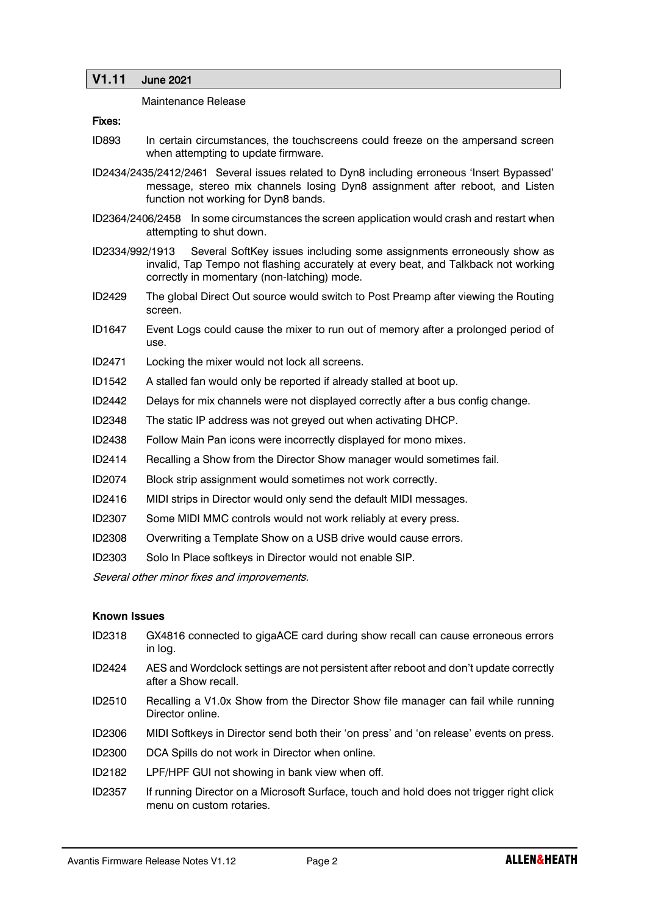## V1.11 June 2021

Maintenance Release

**Fixes:**

- **ID893** In certain circumstances, the touchscreens could freeze on the ampersand screen when attempting to update firmware.
- **ID2434/2435/2412/2461** Several issues related to Dyn8 including erroneous 'Insert Bypassed' message, stereo mix channels losing Dyn8 assignment after reboot, and Listen function not working for Dyn8 bands.
- **ID2364/2406/2458** In some circumstances the screen application would crash and restart when attempting to shut down.
- **ID2334/992/1913** Several SoftKey issues including some assignments erroneously show as invalid, Tap Tempo not flashing accurately at every beat, and Talkback not working correctly in momentary (non-latching) mode.
- **ID2429** The global Direct Out source would switch to Post Preamp after viewing the Routing screen.
- **ID1647** Event Logs could cause the mixer to run out of memory after a prolonged period of use.
- **ID2471** Locking the mixer would not lock all screens.
- **ID1542** A stalled fan would only be reported if already stalled at boot up.
- **ID2442** Delays for mix channels were not displayed correctly after a bus config change.
- **ID2348** The static IP address was not greyed out when activating DHCP.
- **ID2438** Follow Main Pan icons were incorrectly displayed for mono mixes.
- **ID2414** Recalling a Show from the Director Show manager would sometimes fail.
- **ID2074** Block strip assignment would sometimes not work correctly.
- **ID2416** MIDI strips in Director would only send the default MIDI messages.
- **ID2307** Some MIDI MMC controls would not work reliably at every press.
- **ID2308** Overwriting a Template Show on a USB drive would cause errors.
- **ID2303** Solo In Place softkeys in Director would not enable SIP.

*Several other minor fixes and improvements.*

**Known Issues**

- **ID2318** GX4816 connected to gigaACE card during show recall can cause erroneous errors in log.
- **ID2424** AES and Wordclock settings are not persistent after reboot and don't update correctly after a Show recall.
- **ID2510** Recalling a V1.0x Show from the Director Show file manager can fail while running Director online.
- **ID2306** MIDI Softkeys in Director send both their 'on press' and 'on release' events on press.
- **ID2300** DCA Spills do not work in Director when online.
- **ID2182** LPF/HPF GUI not showing in bank view when off.
- **ID2357** If running Director on a Microsoft Surface, touch and hold does not trigger right click menu on custom rotaries.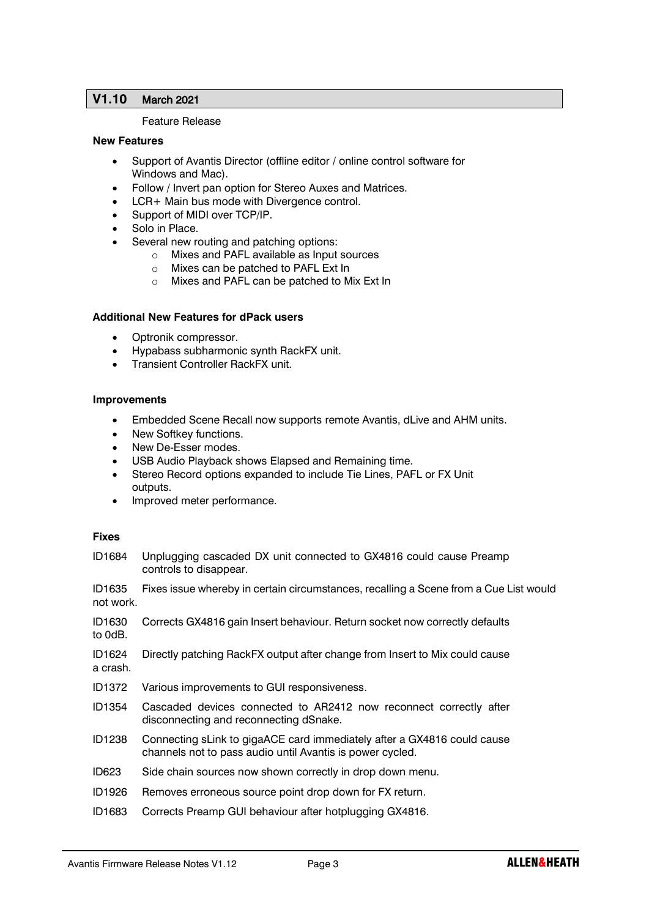## V1.10 March 2021

Feature Release

**New Features**

- Support of Avantis Director (offline editor / online control software for Windows and Mac).
- Follow / Invert pan option for Stereo Auxes and Matrices.
- LCR+ Main bus mode with Divergence control.
- Support of MIDI over TCP/IP.
- Solo in Place.
- Several new routing and patching options:
  - Mixes and PAFL available as Input sources
  - Mixes can be patched to PAFL Ext In
  - Mixes and PAFL can be patched to Mix Ext In

**Additional New Features for dPack users**

- Optronik compressor.
- Hypabass subharmonic synth RackFX unit.
- Transient Controller RackFX unit.

**Improvements**

- Embedded Scene Recall now supports remote Avantis, dLive and AHM units.
- New Softkey functions.
- New De-Esser modes.
- USB Audio Playback shows Elapsed and Remaining time.
- Stereo Record options expanded to include Tie Lines, PAFL or FX Unit outputs.
- Improved meter performance.

**Fixes**

ID1684 Unplugging cascaded DX unit connected to GX4816 could cause Preamp controls to disappear.

ID1635 Fixes issue whereby in certain circumstances, recalling a Scene from a Cue List would not work.

ID1630 Corrects GX4816 gain Insert behaviour. Return socket now correctly defaults to 0dB.

ID1624 Directly patching RackFX output after change from Insert to Mix could cause a crash.

ID1372 Various improvements to GUI responsiveness.

ID1354 Cascaded devices connected to AR2412 now reconnect correctly after disconnecting and reconnecting dSnake.

ID1238 Connecting sLink to gigaACE card immediately after a GX4816 could cause channels not to pass audio until Avantis is power cycled.

ID623 Side chain sources now shown correctly in drop down menu.

ID1926 Removes erroneous source point drop down for FX return.

ID1683 Corrects Preamp GUI behaviour after hotplugging GX4816.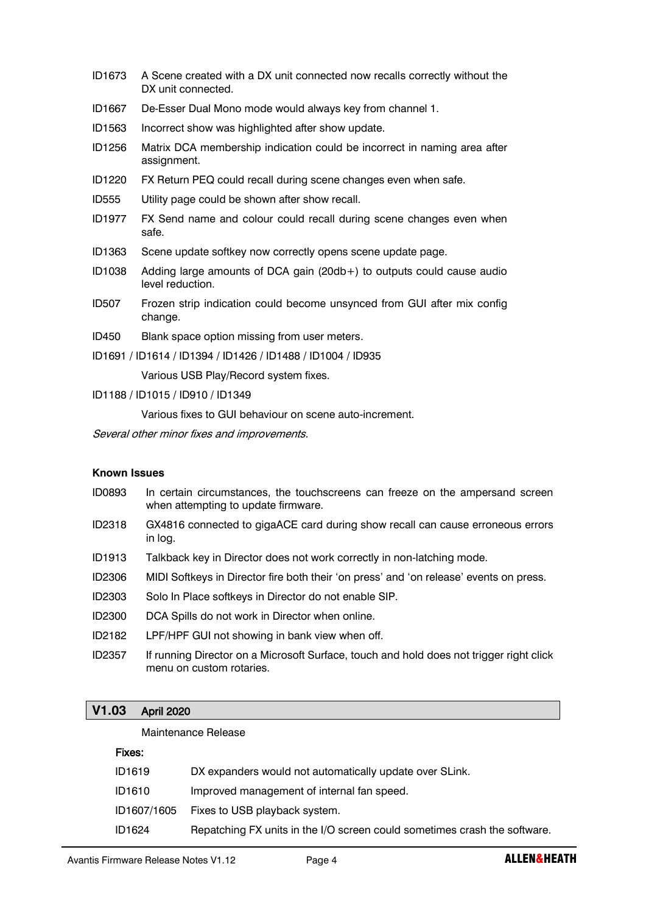ID1673 A Scene created with a DX unit connected now recalls correctly without the DX unit connected.

ID1667 De-Esser Dual Mono mode would always key from channel 1.

ID1563 Incorrect show was highlighted after show update.

ID1256 Matrix DCA membership indication could be incorrect in naming area after assignment.

ID1220 FX Return PEQ could recall during scene changes even when safe.

ID555 Utility page could be shown after show recall.

ID1977 FX Send name and colour could recall during scene changes even when safe.

ID1363 Scene update softkey now correctly opens scene update page.

ID1038 Adding large amounts of DCA gain (20db+) to outputs could cause audio level reduction.

ID507 Frozen strip indication could become unsynced from GUI after mix config change.

ID450 Blank space option missing from user meters.

ID1691 / ID1614 / ID1394 / ID1426 / ID1488 / ID1004 / ID935

Various USB Play/Record system fixes.

ID1188 / ID1015 / ID910 / ID1349

Various fixes to GUI behaviour on scene auto-increment.

*Several other minor fixes and improvements.*

**Known Issues**

ID0893 In certain circumstances, the touchscreens can freeze on the ampersand screen when attempting to update firmware.

ID2318 GX4816 connected to gigaACE card during show recall can cause erroneous errors in log.

ID1913 Talkback key in Director does not work correctly in non-latching mode.

ID2306 MIDI Softkeys in Director fire both their 'on press' and 'on release' events on press.

ID2303 Solo In Place softkeys in Director do not enable SIP.

ID2300 DCA Spills do not work in Director when online.

ID2182 LPF/HPF GUI not showing in bank view when off.

ID2357 If running Director on a Microsoft Surface, touch and hold does not trigger right click menu on custom rotaries.

## V1.03 April 2020

Maintenance Release

**Fixes:**

ID1619 DX expanders would not automatically update over SLink.

ID1610 Improved management of internal fan speed.

ID1607/1605 Fixes to USB playback system.

ID1624 Repatching FX units in the I/O screen could sometimes crash the software.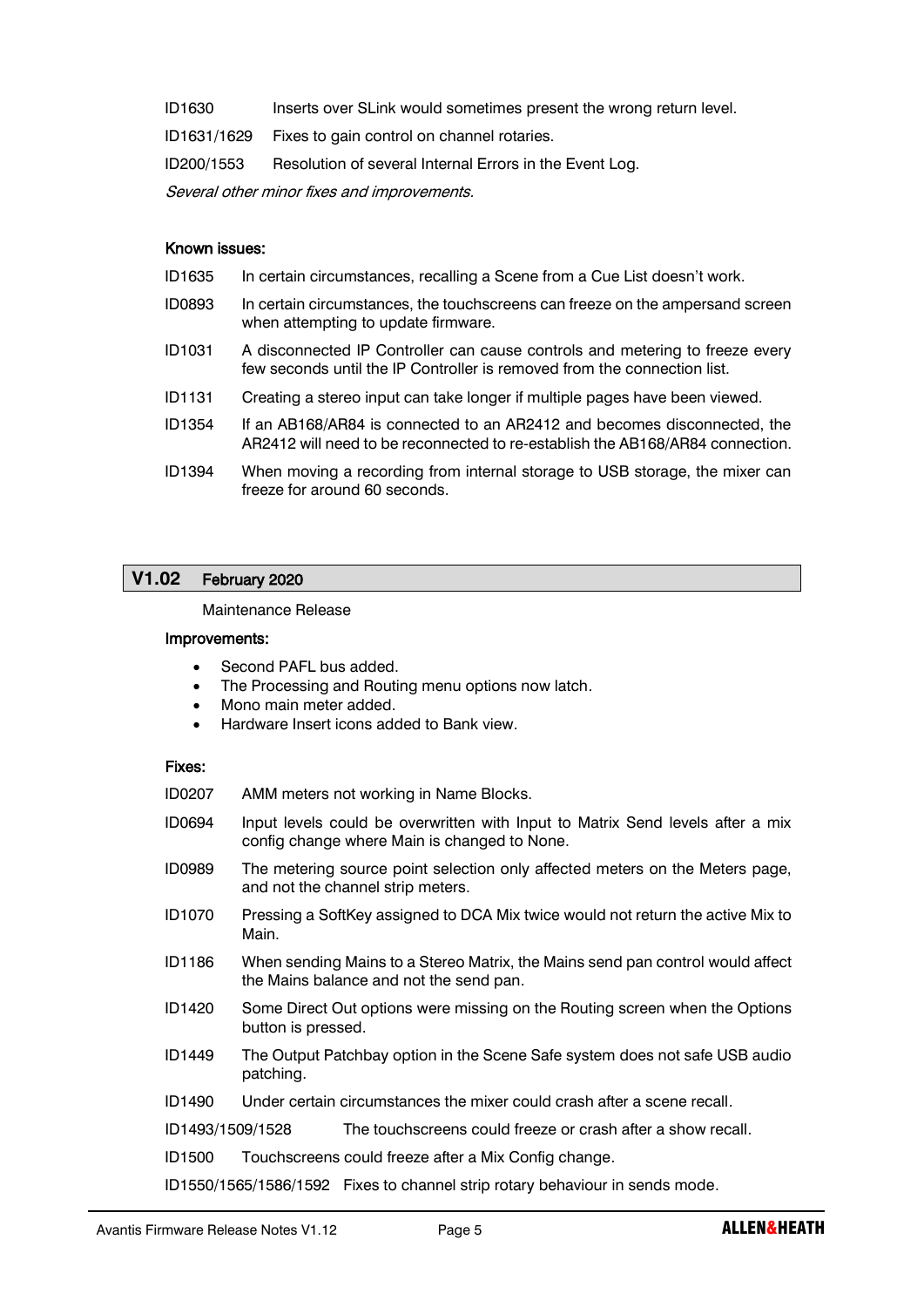ID1630 Inserts over SLink would sometimes present the wrong return level.

ID1631/1629 Fixes to gain control on channel rotaries.

ID200/1553 Resolution of several Internal Errors in the Event Log.

*Several other minor fixes and improvements.*

**Known issues:**

ID1635 In certain circumstances, recalling a Scene from a Cue List doesn't work.

ID0893 In certain circumstances, the touchscreens can freeze on the ampersand screen when attempting to update firmware.

ID1031 A disconnected IP Controller can cause controls and metering to freeze every few seconds until the IP Controller is removed from the connection list.

ID1131 Creating a stereo input can take longer if multiple pages have been viewed.

ID1354 If an AB168/AR84 is connected to an AR2412 and becomes disconnected, the AR2412 will need to be reconnected to re-establish the AB168/AR84 connection.

ID1394 When moving a recording from internal storage to USB storage, the mixer can freeze for around 60 seconds.

## V1.02 February 2020

Maintenance Release

**Improvements:**

- Second PAFL bus added.
- The Processing and Routing menu options now latch.
- Mono main meter added.
- Hardware Insert icons added to Bank view.

**Fixes:**

ID0207 AMM meters not working in Name Blocks.

ID0694 Input levels could be overwritten with Input to Matrix Send levels after a mix config change where Main is changed to None.

ID0989 The metering source point selection only affected meters on the Meters page, and not the channel strip meters.

ID1070 Pressing a SoftKey assigned to DCA Mix twice would not return the active Mix to Main.

ID1186 When sending Mains to a Stereo Matrix, the Mains send pan control would affect the Mains balance and not the send pan.

ID1420 Some Direct Out options were missing on the Routing screen when the Options button is pressed.

ID1449 The Output Patchbay option in the Scene Safe system does not safe USB audio patching.

ID1490 Under certain circumstances the mixer could crash after a scene recall.

ID1493/1509/1528 The touchscreens could freeze or crash after a show recall.

ID1500 Touchscreens could freeze after a Mix Config change.

ID1550/1565/1586/1592 Fixes to channel strip rotary behaviour in sends mode.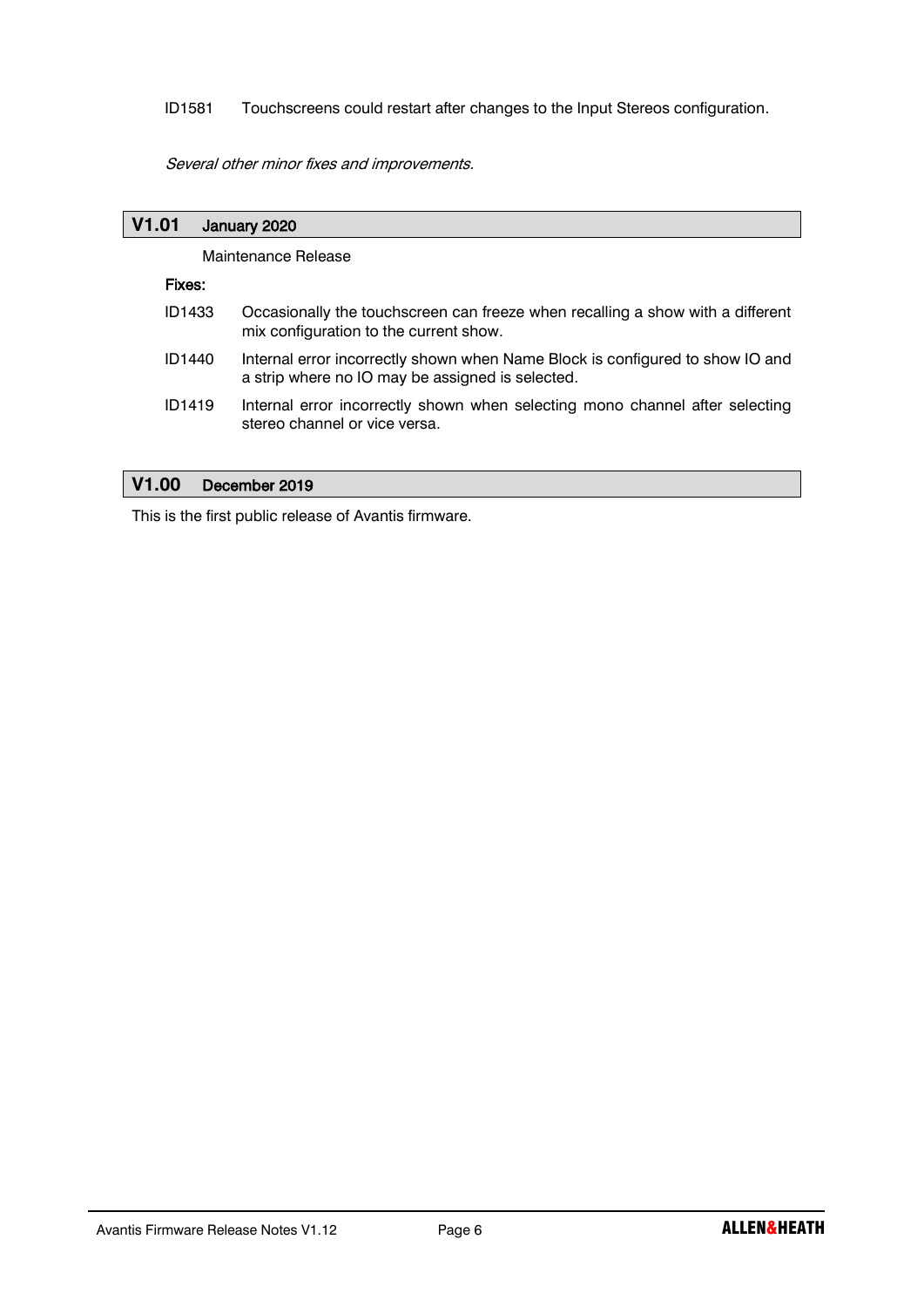ID1581 Touchscreens could restart after changes to the Input Stereos configuration.

*Several other minor fixes and improvements.*

## V1.01 January 2020

Maintenance Release

**Fixes:**

ID1433 Occasionally the touchscreen can freeze when recalling a show with a different mix configuration to the current show.

ID1440 Internal error incorrectly shown when Name Block is configured to show IO and a strip where no IO may be assigned is selected.

ID1419 Internal error incorrectly shown when selecting mono channel after selecting stereo channel or vice versa.

## V1.00 December 2019

This is the first public release of Avantis firmware.